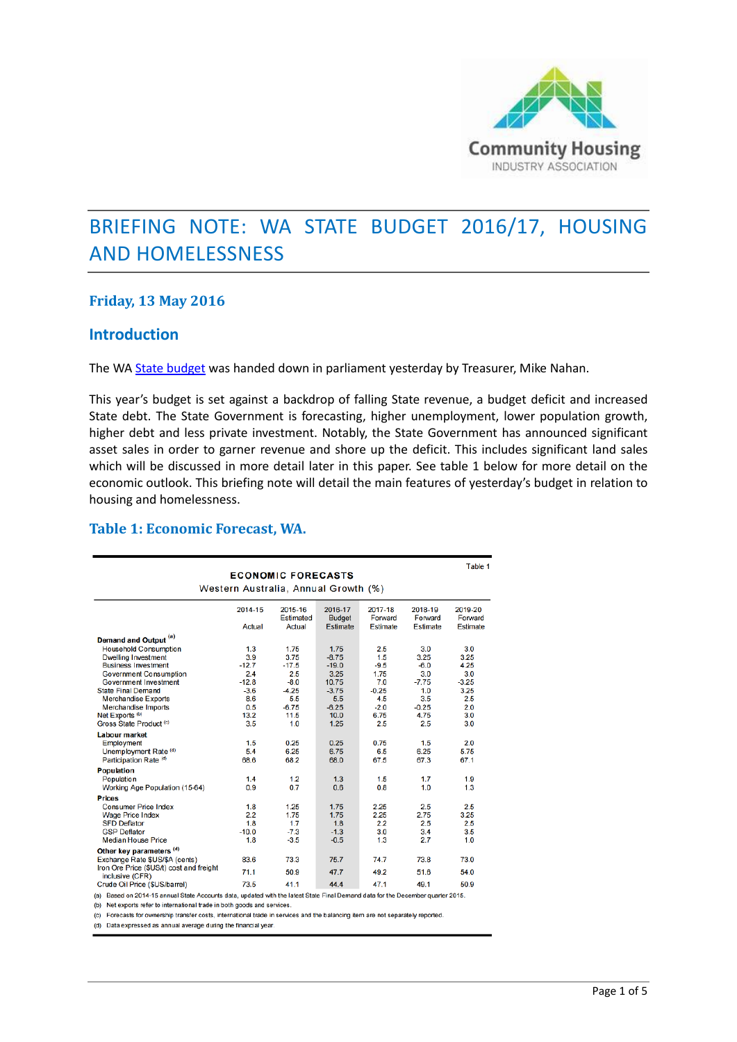Community Housing INDUSTRY ASSOCIATION

# BRIEFING NOTE: WA STATE BUDGET 2016/17, HOUSING AND HOMELESSNESS

### Friday, 13 May 2016

## Introduction

The WA State budget was handed down in parliament yesterday by Treasurer, Mike Nahan.

This year's budget is set against a backdrop of falling State revenue, a budget deficit and increased State debt. The State Government is forecasting, higher unemployment, lower population growth, higher debt and less private investment. Notably, the State Government has announced significant asset sales in order to garner revenue and shore up the deficit. This includes significant land sales which will be discussed in more detail later in this paper. See table 1 below for more detail on the economic outlook. This briefing note will detail the main features of yesterday's budget in relation to housing and homelessness.

### Table 1: Economic Forecast, WA.

Table 1

**ECONOMIC FORECASTS**
Western Australia, Annual Growth (%)

| | 2014-15 Actual | 2015-16 Estimated Actual | 2016-17 Budget Estimate | 2017-18 Forward Estimate | 2018-19 Forward Estimate | 2019-20 Forward Estimate |
|---|---|---|---|---|---|---|
| **Demand and Output** [(a)] | | | | | | |
| Household Consumption | 1.3 | 1.75 | 1.75 | 2.5 | 3.0 | 3.0 |
| Dwelling Investment | 3.9 | 3.75 | -8.75 | 1.5 | 3.25 | 3.25 |
| Business Investment | -12.7 | -17.5 | -19.0 | -9.5 | -6.0 | 4.25 |
| Government Consumption | 2.4 | 2.5 | 3.25 | 1.75 | 3.0 | 3.0 |
| Government Investment | -12.8 | -8.0 | 10.75 | 7.0 | -7.75 | -3.25 |
| State Final Demand | -3.6 | -4.25 | -3.75 | -0.25 | 1.0 | 3.25 |
| Merchandise Exports | 8.6 | 5.5 | 5.5 | 4.5 | 3.5 | 2.5 |
| Merchandise Imports | 0.5 | -6.75 | -6.25 | -2.0 | -0.25 | 2.0 |
| Net Exports [(b)] | 13.2 | 11.5 | 10.0 | 6.75 | 4.75 | 3.0 |
| Gross State Product [(c)] | 3.5 | 1.0 | 1.25 | 2.5 | 2.5 | 3.0 |
| **Labour market** | | | | | | |
| Employment | 1.5 | 0.25 | 0.25 | 0.75 | 1.5 | 2.0 |
| Unemployment Rate [(d)] | 5.4 | 6.25 | 6.75 | 6.5 | 6.25 | 5.75 |
| Participation Rate [(d)] | 68.6 | 68.2 | 68.0 | 67.5 | 67.3 | 67.1 |
| **Population** | | | | | | |
| Population | 1.4 | 1.2 | 1.3 | 1.5 | 1.7 | 1.9 |
| Working Age Population (15-64) | 0.9 | 0.7 | 0.6 | 0.8 | 1.0 | 1.3 |
| **Prices** | | | | | | |
| Consumer Price Index | 1.8 | 1.25 | 1.75 | 2.25 | 2.5 | 2.5 |
| Wage Price Index | 2.2 | 1.75 | 1.75 | 2.25 | 2.75 | 3.25 |
| SFD Deflator | 1.8 | 1.7 | 1.8 | 2.2 | 2.5 | 2.5 |
| GSP Deflator | -10.0 | -7.3 | -1.3 | 3.0 | 3.4 | 3.5 |
| Median House Price | 1.8 | -3.5 | -0.5 | 1.3 | 2.7 | 1.0 |
| **Other key parameters** [(d)] | | | | | | |
| Exchange Rate $US/$A (cents) | 83.6 | 73.3 | 75.7 | 74.7 | 73.8 | 73.0 |
| Iron Ore Price ($US/t) cost and freight inclusive (CFR) | 71.1 | 50.9 | 47.7 | 49.2 | 51.6 | 54.0 |
| Crude Oil Price ($US/barrel) | 73.5 | 41.1 | 44.4 | 47.1 | 49.1 | 50.9 |

(a) Based on 2014-15 annual State Accounts data, updated with the latest State Final Demand data for the December quarter 2015.
(b) Net exports refer to international trade in both goods and services.
(c) Forecasts for ownership transfer costs, international trade in services and the balancing item are not separately reported.
(d) Data expressed as annual average during the financial year.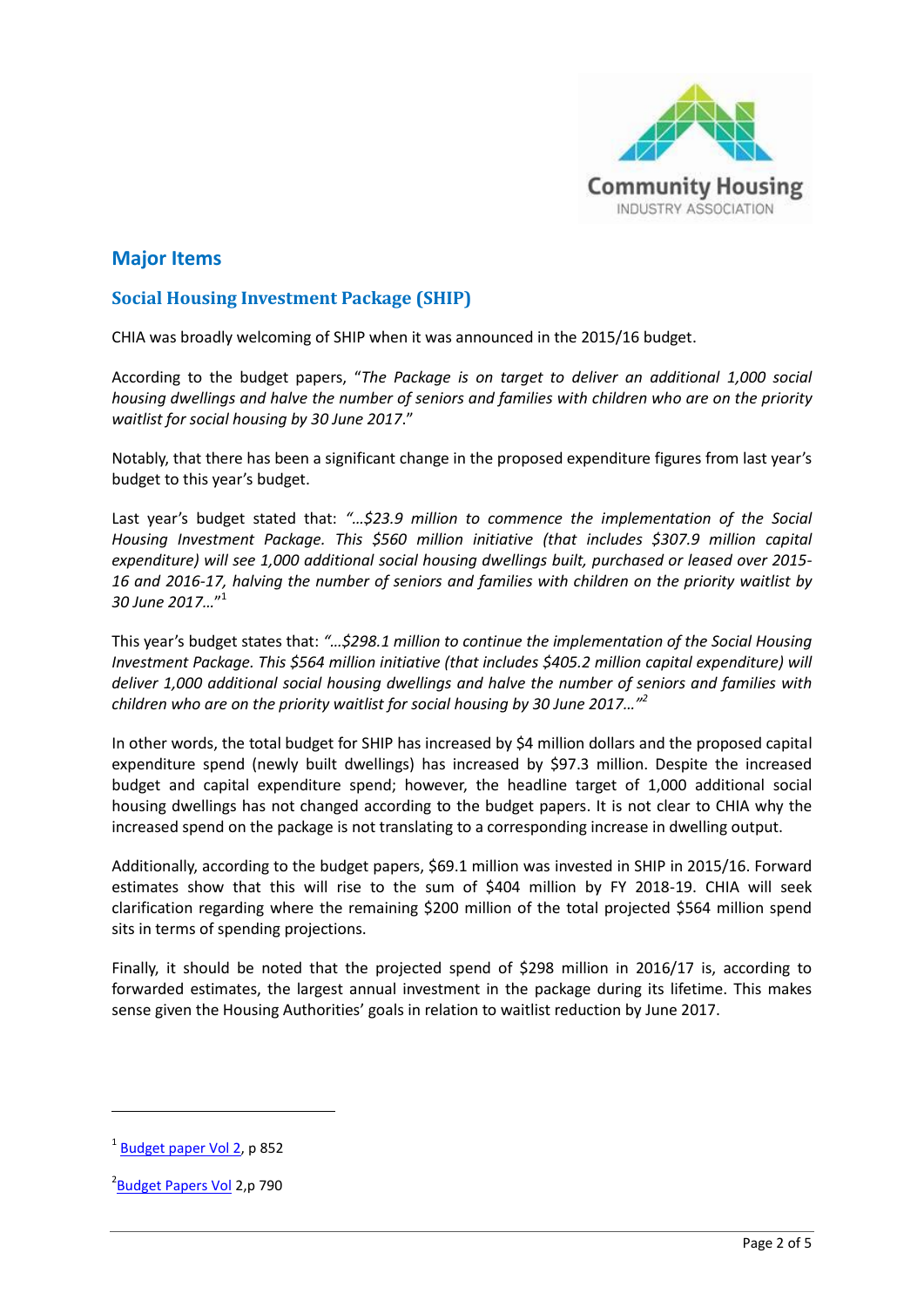## Major Items

### Social Housing Investment Package (SHIP)

CHIA was broadly welcoming of SHIP when it was announced in the 2015/16 budget.

According to the budget papers, "*The Package is on target to deliver an additional 1,000 social housing dwellings and halve the number of seniors and families with children who are on the priority waitlist for social housing by 30 June 2017*."

Notably, that there has been a significant change in the proposed expenditure figures from last year's budget to this year's budget.

Last year's budget stated that: *"…$23.9 million to commence the implementation of the Social Housing Investment Package. This $560 million initiative (that includes $307.9 million capital expenditure) will see 1,000 additional social housing dwellings built, purchased or leased over 2015-16 and 2016-17, halving the number of seniors and families with children on the priority waitlist by 30 June 2017…*"[1]

This year's budget states that: *"…$298.1 million to continue the implementation of the Social Housing Investment Package. This $564 million initiative (that includes $405.2 million capital expenditure) will deliver 1,000 additional social housing dwellings and halve the number of seniors and families with children who are on the priority waitlist for social housing by 30 June 2017…"*[2]

In other words, the total budget for SHIP has increased by $4 million dollars and the proposed capital expenditure spend (newly built dwellings) has increased by $97.3 million. Despite the increased budget and capital expenditure spend; however, the headline target of 1,000 additional social housing dwellings has not changed according to the budget papers. It is not clear to CHIA why the increased spend on the package is not translating to a corresponding increase in dwelling output.

Additionally, according to the budget papers, $69.1 million was invested in SHIP in 2015/16. Forward estimates show that this will rise to the sum of $404 million by FY 2018-19. CHIA will seek clarification regarding where the remaining $200 million of the total projected $564 million spend sits in terms of spending projections.

Finally, it should be noted that the projected spend of $298 million in 2016/17 is, according to forwarded estimates, the largest annual investment in the package during its lifetime. This makes sense given the Housing Authorities' goals in relation to waitlist reduction by June 2017.

---

[1] Budget paper Vol 2, p 852

[2] Budget Papers Vol 2, p 790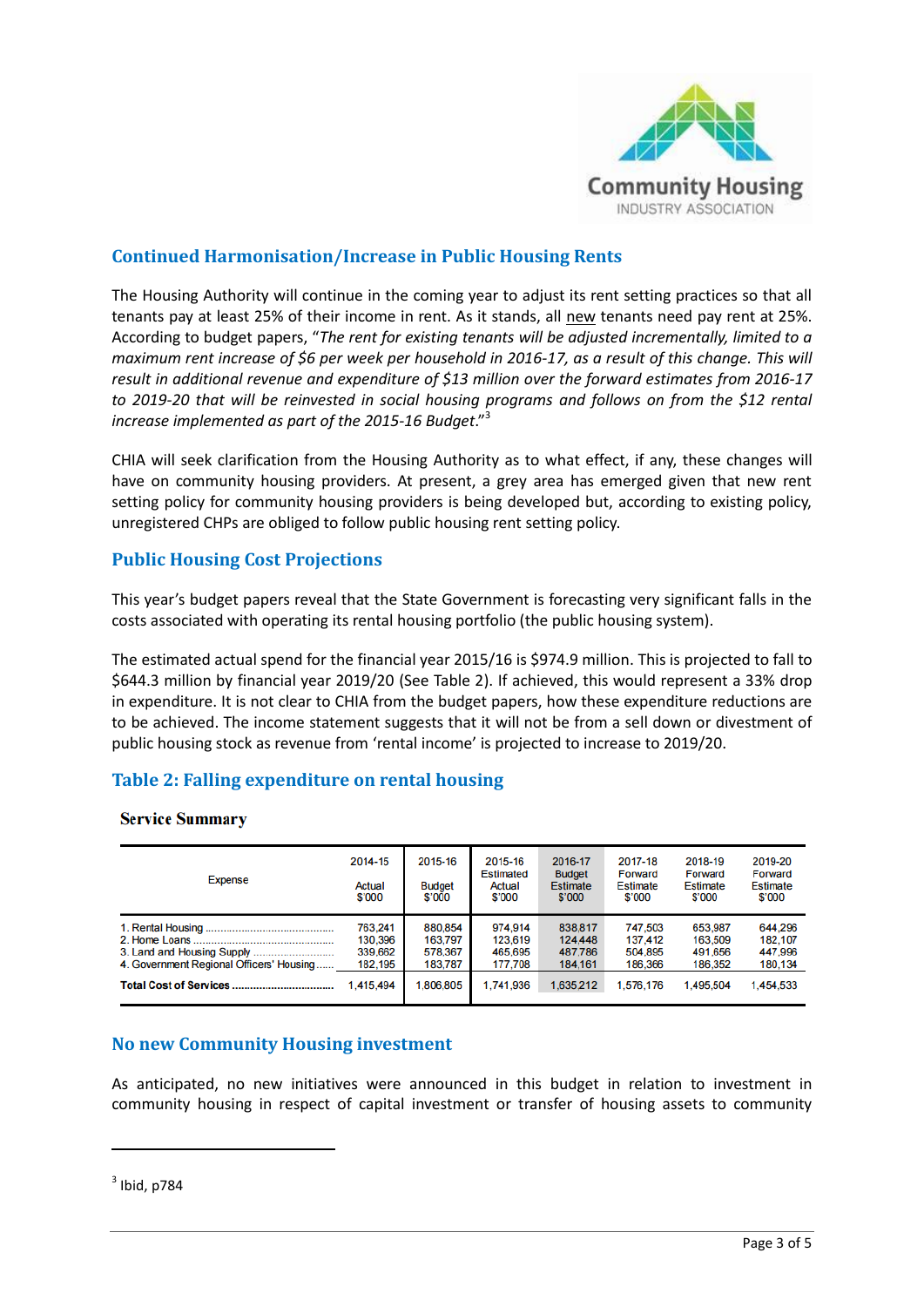## Continued Harmonisation/Increase in Public Housing Rents

The Housing Authority will continue in the coming year to adjust its rent setting practices so that all tenants pay at least 25% of their income in rent. As it stands, all new tenants need pay rent at 25%. According to budget papers, "*The rent for existing tenants will be adjusted incrementally, limited to a maximum rent increase of $6 per week per household in 2016-17, as a result of this change. This will result in additional revenue and expenditure of $13 million over the forward estimates from 2016-17 to 2019-20 that will be reinvested in social housing programs and follows on from the $12 rental increase implemented as part of the 2015-16 Budget*."[3]

CHIA will seek clarification from the Housing Authority as to what effect, if any, these changes will have on community housing providers. At present, a grey area has emerged given that new rent setting policy for community housing providers is being developed but, according to existing policy, unregistered CHPs are obliged to follow public housing rent setting policy.

## Public Housing Cost Projections

This year's budget papers reveal that the State Government is forecasting very significant falls in the costs associated with operating its rental housing portfolio (the public housing system).

The estimated actual spend for the financial year 2015/16 is $974.9 million. This is projected to fall to $644.3 million by financial year 2019/20 (See Table 2). If achieved, this would represent a 33% drop in expenditure. It is not clear to CHIA from the budget papers, how these expenditure reductions are to be achieved. The income statement suggests that it will not be from a sell down or divestment of public housing stock as revenue from 'rental income' is projected to increase to 2019/20.

## Table 2: Falling expenditure on rental housing

**Service Summary**

| Expense | 2014-15 Actual $'000 | 2015-16 Budget $'000 | 2015-16 Estimated Actual $'000 | 2016-17 Budget Estimate $'000 | 2017-18 Forward Estimate $'000 | 2018-19 Forward Estimate $'000 | 2019-20 Forward Estimate $'000 |
|---|---|---|---|---|---|---|---|
| 1. Rental Housing | 763,241 | 880,854 | 974,914 | 838,817 | 747,503 | 653,987 | 644,296 |
| 2. Home Loans | 130,396 | 163,797 | 123,619 | 124,448 | 137,412 | 163,509 | 182,107 |
| 3. Land and Housing Supply | 339,662 | 578,367 | 465,695 | 487,786 | 504,895 | 491,656 | 447,996 |
| 4. Government Regional Officers' Housing | 182,195 | 183,787 | 177,708 | 184,161 | 186,366 | 186,352 | 180,134 |
| **Total Cost of Services** | 1,415,494 | 1,806,805 | 1,741,936 | 1,635,212 | 1,576,176 | 1,495,504 | 1,454,533 |

## No new Community Housing investment

As anticipated, no new initiatives were announced in this budget in relation to investment in community housing in respect of capital investment or transfer of housing assets to community

---

[3] Ibid, p784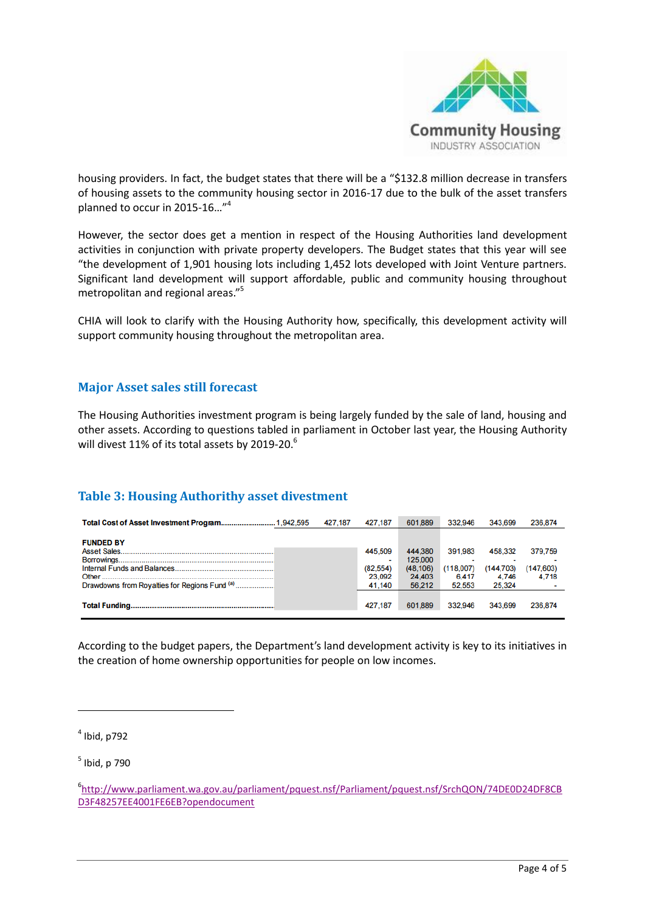housing providers. In fact, the budget states that there will be a "$132.8 million decrease in transfers of housing assets to the community housing sector in 2016-17 due to the bulk of the asset transfers planned to occur in 2015-16…"[4]

However, the sector does get a mention in respect of the Housing Authorities land development activities in conjunction with private property developers. The Budget states that this year will see "the development of 1,901 housing lots including 1,452 lots developed with Joint Venture partners. Significant land development will support affordable, public and community housing throughout metropolitan and regional areas."[5]

CHIA will look to clarify with the Housing Authority how, specifically, this development activity will support community housing throughout the metropolitan area.

## Major Asset sales still forecast

The Housing Authorities investment program is being largely funded by the sale of land, housing and other assets. According to questions tabled in parliament in October last year, the Housing Authority will divest 11% of its total assets by 2019-20.[6]

## Table 3: Housing Authorithy asset divestment

| | | | | | | | |
|---|---|---|---|---|---|---|---|
| **Total Cost of Asset Investment Program** | 1,942,595 | 427,187 | 427,187 | 601,889 | 332,946 | 343,699 | 236,874 |
| **FUNDED BY** | | | | | | | |
| Asset Sales | | | 445,509 | 444,380 | 391,983 | 458,332 | 379,759 |
| Borrowings | | | - | 125,000 | - | - | - |
| Internal Funds and Balances | | | (82,554) | (48,106) | (118,007) | (144,703) | (147,603) |
| Other | | | 23,092 | 24,403 | 6,417 | 4,746 | 4,718 |
| Drawdowns from Royalties for Regions Fund (a) | | | 41,140 | 56,212 | 52,553 | 25,324 | - |
| **Total Funding** | | | 427,187 | 601,889 | 332,946 | 343,699 | 236,874 |

According to the budget papers, the Department's land development activity is key to its initiatives in the creation of home ownership opportunities for people on low incomes.

---

[4] Ibid, p792

[5] Ibid, p 790

[6] http://www.parliament.wa.gov.au/parliament/pquest.nsf/Parliament/pquest.nsf/SrchQON/74DE0D24DF8CBD3F48257EE4001FE6EB?opendocument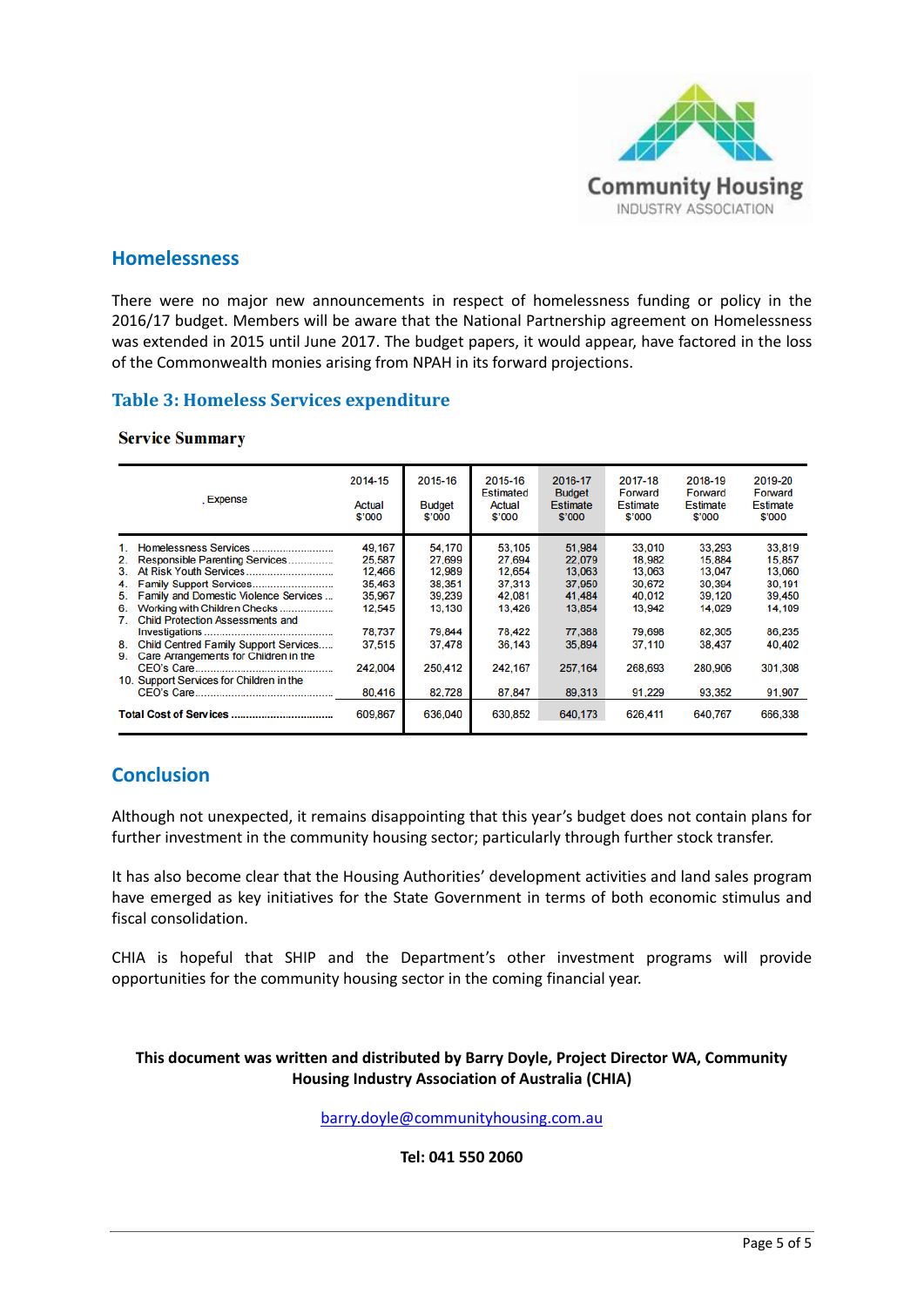## Homelessness

There were no major new announcements in respect of homelessness funding or policy in the 2016/17 budget. Members will be aware that the National Partnership agreement on Homelessness was extended in 2015 until June 2017. The budget papers, it would appear, have factored in the loss of the Commonwealth monies arising from NPAH in its forward projections.

### Table 3: Homeless Services expenditure

**Service Summary**

| Expense | 2014-15 Actual $'000 | 2015-16 Budget $'000 | 2015-16 Estimated Actual $'000 | 2016-17 Budget Estimate $'000 | 2017-18 Forward Estimate $'000 | 2018-19 Forward Estimate $'000 | 2019-20 Forward Estimate $'000 |
|---|---|---|---|---|---|---|---|
| 1. Homelessness Services | 49,167 | 54,170 | 53,105 | 51,984 | 33,010 | 33,293 | 33,819 |
| 2. Responsible Parenting Services | 25,587 | 27,699 | 27,694 | 22,079 | 18,982 | 15,884 | 15,857 |
| 3. At Risk Youth Services | 12,466 | 12,989 | 12,654 | 13,063 | 13,063 | 13,047 | 13,060 |
| 4. Family Support Services | 35,463 | 38,351 | 37,313 | 37,950 | 30,672 | 30,394 | 30,191 |
| 5. Family and Domestic Violence Services | 35,967 | 39,239 | 42,081 | 41,484 | 40,012 | 39,120 | 39,450 |
| 6. Working with Children Checks | 12,545 | 13,130 | 13,426 | 13,854 | 13,942 | 14,029 | 14,109 |
| 7. Child Protection Assessments and Investigations | 78,737 | 79,844 | 78,422 | 77,388 | 79,698 | 82,305 | 86,235 |
| 8. Child Centred Family Support Services | 37,515 | 37,478 | 36,143 | 35,894 | 37,110 | 38,437 | 40,402 |
| 9. Care Arrangements for Children in the CEO's Care | 242,004 | 250,412 | 242,167 | 257,164 | 268,693 | 280,906 | 301,308 |
| 10. Support Services for Children in the CEO's Care | 80,416 | 82,728 | 87,847 | 89,313 | 91,229 | 93,352 | 91,907 |
| **Total Cost of Services** | 609,867 | 636,040 | 630,852 | 640,173 | 626,411 | 640,767 | 666,338 |

## Conclusion

Although not unexpected, it remains disappointing that this year's budget does not contain plans for further investment in the community housing sector; particularly through further stock transfer.

It has also become clear that the Housing Authorities' development activities and land sales program have emerged as key initiatives for the State Government in terms of both economic stimulus and fiscal consolidation.

CHIA is hopeful that SHIP and the Department's other investment programs will provide opportunities for the community housing sector in the coming financial year.

**This document was written and distributed by Barry Doyle, Project Director WA, Community Housing Industry Association of Australia (CHIA)**

barry.doyle@communityhousing.com.au

**Tel: 041 550 2060**